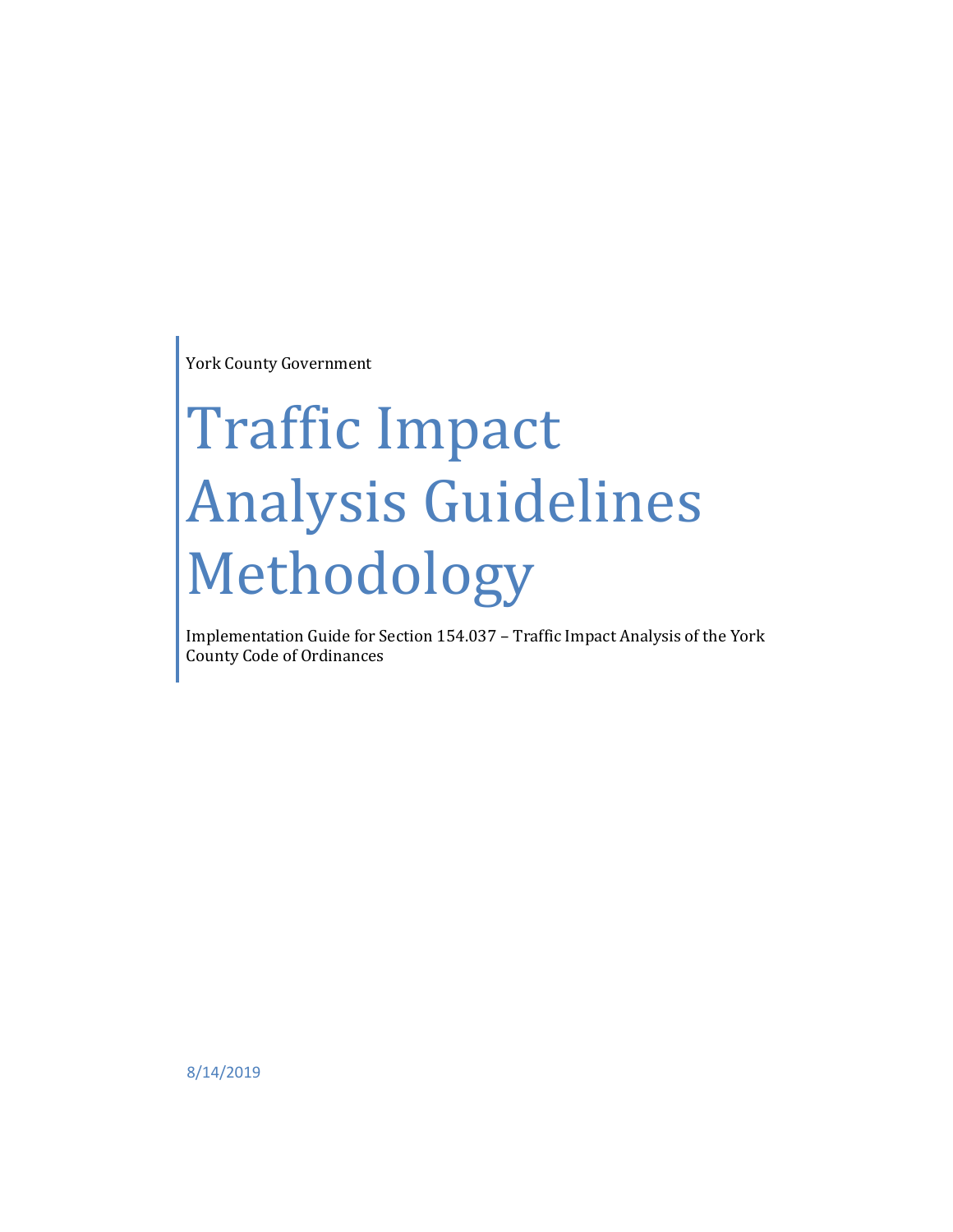York County Government

# Traffic Impact Analysis Guidelines Methodology

Implementation Guide for Section 154.037 – Traffic Impact Analysis of the York County Code of Ordinances

8/14/2019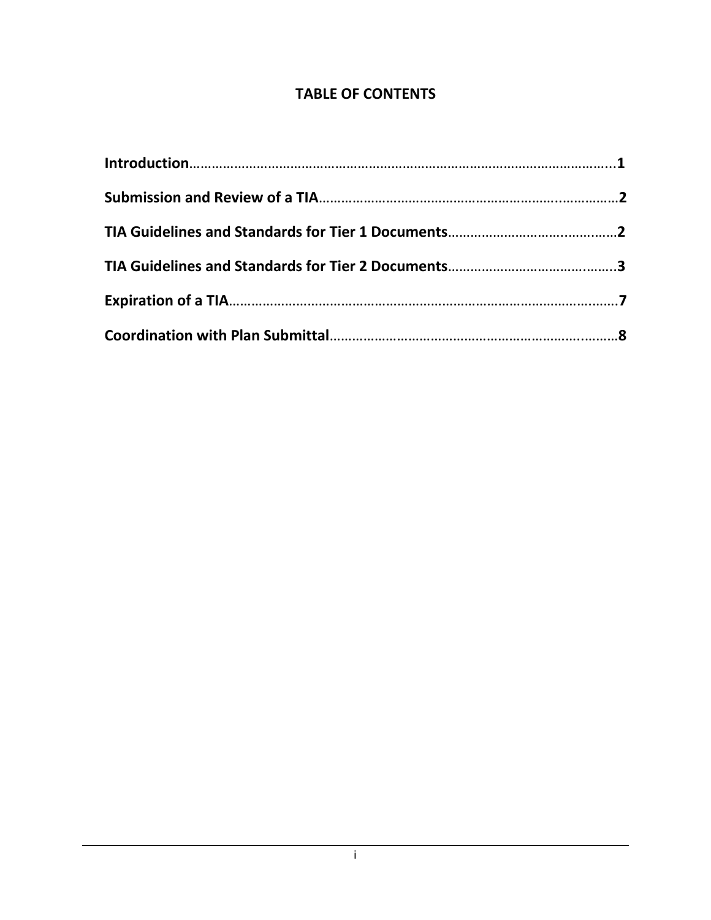# TABLE OF CONTENTS

**Introduction**…………………………………………………………………………………………………1

**Submission and Review of a TIA**……………………………………………………………………2

**TIA Guidelines and Standards for Tier 1 Documents**………………………………………2

**TIA Guidelines and Standards for Tier 2 Documents**………………………………………3

**Expiration of a TIA**………………………………………………………………………………………7

**Coordination with Plan Submittal**……………………………………………………………………8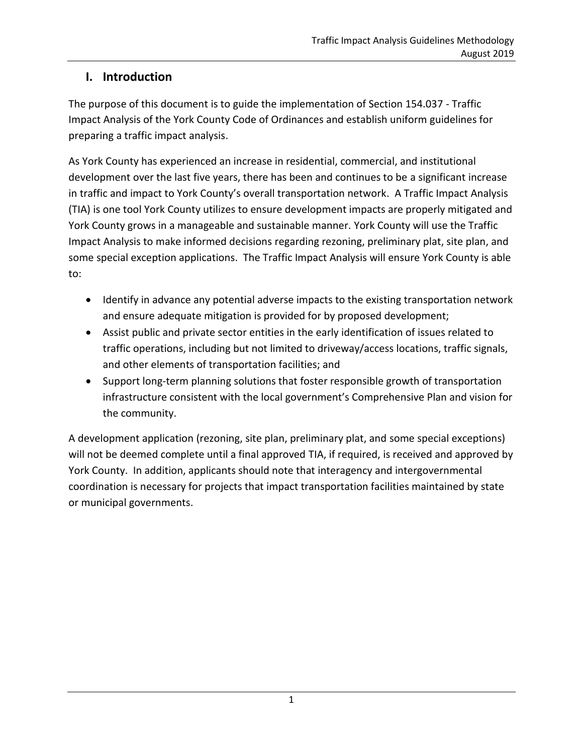## I. Introduction

The purpose of this document is to guide the implementation of Section 154.037 - Traffic Impact Analysis of the York County Code of Ordinances and establish uniform guidelines for preparing a traffic impact analysis.

As York County has experienced an increase in residential, commercial, and institutional development over the last five years, there has been and continues to be a significant increase in traffic and impact to York County's overall transportation network. A Traffic Impact Analysis (TIA) is one tool York County utilizes to ensure development impacts are properly mitigated and York County grows in a manageable and sustainable manner. York County will use the Traffic Impact Analysis to make informed decisions regarding rezoning, preliminary plat, site plan, and some special exception applications. The Traffic Impact Analysis will ensure York County is able to:

- Identify in advance any potential adverse impacts to the existing transportation network and ensure adequate mitigation is provided for by proposed development;
- Assist public and private sector entities in the early identification of issues related to traffic operations, including but not limited to driveway/access locations, traffic signals, and other elements of transportation facilities; and
- Support long-term planning solutions that foster responsible growth of transportation infrastructure consistent with the local government's Comprehensive Plan and vision for the community.

A development application (rezoning, site plan, preliminary plat, and some special exceptions) will not be deemed complete until a final approved TIA, if required, is received and approved by York County. In addition, applicants should note that interagency and intergovernmental coordination is necessary for projects that impact transportation facilities maintained by state or municipal governments.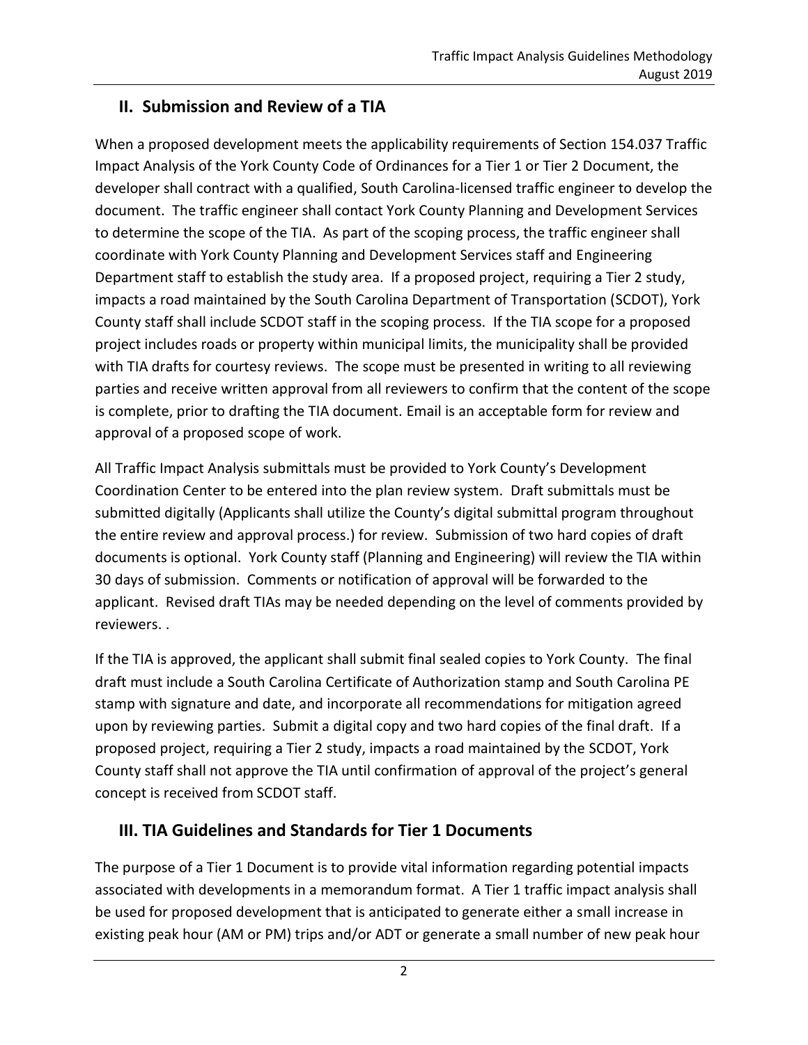## II. Submission and Review of a TIA

When a proposed development meets the applicability requirements of Section 154.037 Traffic Impact Analysis of the York County Code of Ordinances for a Tier 1 or Tier 2 Document, the developer shall contract with a qualified, South Carolina-licensed traffic engineer to develop the document. The traffic engineer shall contact York County Planning and Development Services to determine the scope of the TIA. As part of the scoping process, the traffic engineer shall coordinate with York County Planning and Development Services staff and Engineering Department staff to establish the study area. If a proposed project, requiring a Tier 2 study, impacts a road maintained by the South Carolina Department of Transportation (SCDOT), York County staff shall include SCDOT staff in the scoping process. If the TIA scope for a proposed project includes roads or property within municipal limits, the municipality shall be provided with TIA drafts for courtesy reviews. The scope must be presented in writing to all reviewing parties and receive written approval from all reviewers to confirm that the content of the scope is complete, prior to drafting the TIA document. Email is an acceptable form for review and approval of a proposed scope of work.

All Traffic Impact Analysis submittals must be provided to York County's Development Coordination Center to be entered into the plan review system. Draft submittals must be submitted digitally (Applicants shall utilize the County's digital submittal program throughout the entire review and approval process.) for review. Submission of two hard copies of draft documents is optional. York County staff (Planning and Engineering) will review the TIA within 30 days of submission. Comments or notification of approval will be forwarded to the applicant. Revised draft TIAs may be needed depending on the level of comments provided by reviewers. .

If the TIA is approved, the applicant shall submit final sealed copies to York County. The final draft must include a South Carolina Certificate of Authorization stamp and South Carolina PE stamp with signature and date, and incorporate all recommendations for mitigation agreed upon by reviewing parties. Submit a digital copy and two hard copies of the final draft. If a proposed project, requiring a Tier 2 study, impacts a road maintained by the SCDOT, York County staff shall not approve the TIA until confirmation of approval of the project's general concept is received from SCDOT staff.

## III. TIA Guidelines and Standards for Tier 1 Documents

The purpose of a Tier 1 Document is to provide vital information regarding potential impacts associated with developments in a memorandum format. A Tier 1 traffic impact analysis shall be used for proposed development that is anticipated to generate either a small increase in existing peak hour (AM or PM) trips and/or ADT or generate a small number of new peak hour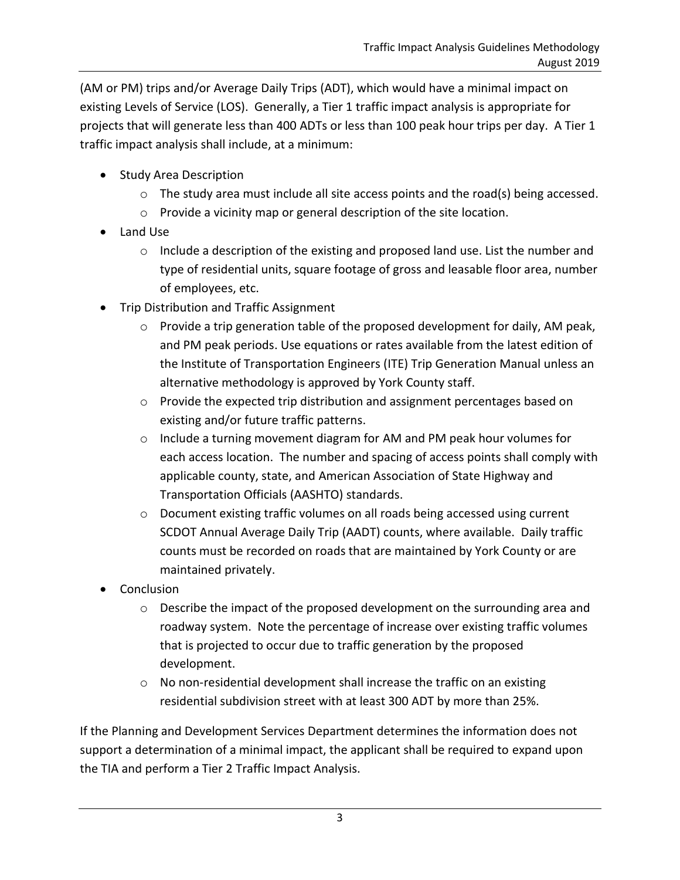(AM or PM) trips and/or Average Daily Trips (ADT), which would have a minimal impact on existing Levels of Service (LOS). Generally, a Tier 1 traffic impact analysis is appropriate for projects that will generate less than 400 ADTs or less than 100 peak hour trips per day. A Tier 1 traffic impact analysis shall include, at a minimum:

- Study Area Description
    - The study area must include all site access points and the road(s) being accessed.
    - Provide a vicinity map or general description of the site location.
- Land Use
    - Include a description of the existing and proposed land use. List the number and type of residential units, square footage of gross and leasable floor area, number of employees, etc.
- Trip Distribution and Traffic Assignment
    - Provide a trip generation table of the proposed development for daily, AM peak, and PM peak periods. Use equations or rates available from the latest edition of the Institute of Transportation Engineers (ITE) Trip Generation Manual unless an alternative methodology is approved by York County staff.
    - Provide the expected trip distribution and assignment percentages based on existing and/or future traffic patterns.
    - Include a turning movement diagram for AM and PM peak hour volumes for each access location. The number and spacing of access points shall comply with applicable county, state, and American Association of State Highway and Transportation Officials (AASHTO) standards.
    - Document existing traffic volumes on all roads being accessed using current SCDOT Annual Average Daily Trip (AADT) counts, where available. Daily traffic counts must be recorded on roads that are maintained by York County or are maintained privately.
- Conclusion
    - Describe the impact of the proposed development on the surrounding area and roadway system. Note the percentage of increase over existing traffic volumes that is projected to occur due to traffic generation by the proposed development.
    - No non-residential development shall increase the traffic on an existing residential subdivision street with at least 300 ADT by more than 25%.

If the Planning and Development Services Department determines the information does not support a determination of a minimal impact, the applicant shall be required to expand upon the TIA and perform a Tier 2 Traffic Impact Analysis.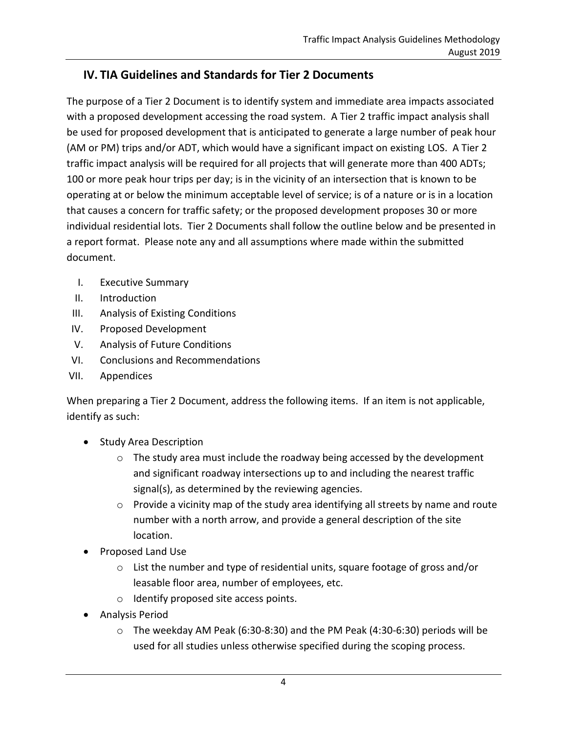## IV. TIA Guidelines and Standards for Tier 2 Documents

The purpose of a Tier 2 Document is to identify system and immediate area impacts associated with a proposed development accessing the road system. A Tier 2 traffic impact analysis shall be used for proposed development that is anticipated to generate a large number of peak hour (AM or PM) trips and/or ADT, which would have a significant impact on existing LOS. A Tier 2 traffic impact analysis will be required for all projects that will generate more than 400 ADTs; 100 or more peak hour trips per day; is in the vicinity of an intersection that is known to be operating at or below the minimum acceptable level of service; is of a nature or is in a location that causes a concern for traffic safety; or the proposed development proposes 30 or more individual residential lots. Tier 2 Documents shall follow the outline below and be presented in a report format. Please note any and all assumptions where made within the submitted document.

I. Executive Summary
II. Introduction
III. Analysis of Existing Conditions
IV. Proposed Development
V. Analysis of Future Conditions
VI. Conclusions and Recommendations
VII. Appendices

When preparing a Tier 2 Document, address the following items. If an item is not applicable, identify as such:

- Study Area Description
  - The study area must include the roadway being accessed by the development and significant roadway intersections up to and including the nearest traffic signal(s), as determined by the reviewing agencies.
  - Provide a vicinity map of the study area identifying all streets by name and route number with a north arrow, and provide a general description of the site location.
- Proposed Land Use
  - List the number and type of residential units, square footage of gross and/or leasable floor area, number of employees, etc.
  - Identify proposed site access points.
- Analysis Period
  - The weekday AM Peak (6:30-8:30) and the PM Peak (4:30-6:30) periods will be used for all studies unless otherwise specified during the scoping process.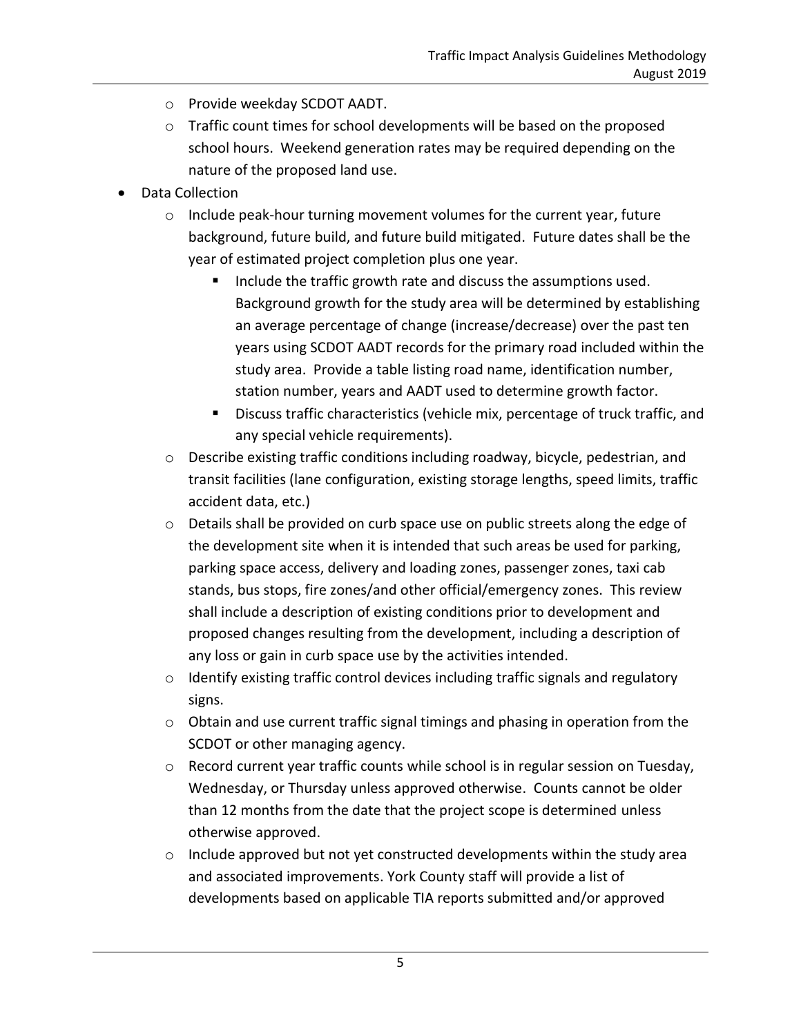- Provide weekday SCDOT AADT.
  - Traffic count times for school developments will be based on the proposed school hours. Weekend generation rates may be required depending on the nature of the proposed land use.
- Data Collection
  - Include peak-hour turning movement volumes for the current year, future background, future build, and future build mitigated. Future dates shall be the year of estimated project completion plus one year.
    - Include the traffic growth rate and discuss the assumptions used. Background growth for the study area will be determined by establishing an average percentage of change (increase/decrease) over the past ten years using SCDOT AADT records for the primary road included within the study area. Provide a table listing road name, identification number, station number, years and AADT used to determine growth factor.
    - Discuss traffic characteristics (vehicle mix, percentage of truck traffic, and any special vehicle requirements).
  - Describe existing traffic conditions including roadway, bicycle, pedestrian, and transit facilities (lane configuration, existing storage lengths, speed limits, traffic accident data, etc.)
  - Details shall be provided on curb space use on public streets along the edge of the development site when it is intended that such areas be used for parking, parking space access, delivery and loading zones, passenger zones, taxi cab stands, bus stops, fire zones/and other official/emergency zones. This review shall include a description of existing conditions prior to development and proposed changes resulting from the development, including a description of any loss or gain in curb space use by the activities intended.
  - Identify existing traffic control devices including traffic signals and regulatory signs.
  - Obtain and use current traffic signal timings and phasing in operation from the SCDOT or other managing agency.
  - Record current year traffic counts while school is in regular session on Tuesday, Wednesday, or Thursday unless approved otherwise. Counts cannot be older than 12 months from the date that the project scope is determined unless otherwise approved.
  - Include approved but not yet constructed developments within the study area and associated improvements. York County staff will provide a list of developments based on applicable TIA reports submitted and/or approved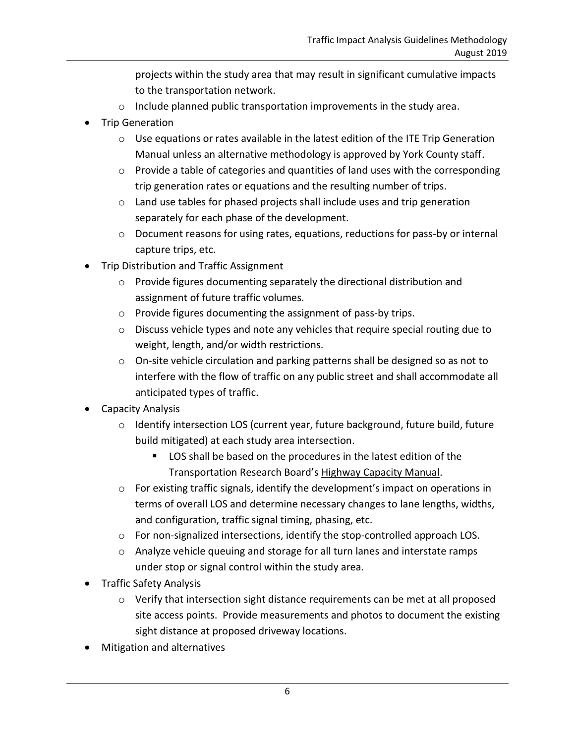projects within the study area that may result in significant cumulative impacts to the transportation network.
  - Include planned public transportation improvements in the study area.
- Trip Generation
  - Use equations or rates available in the latest edition of the ITE Trip Generation Manual unless an alternative methodology is approved by York County staff.
  - Provide a table of categories and quantities of land uses with the corresponding trip generation rates or equations and the resulting number of trips.
  - Land use tables for phased projects shall include uses and trip generation separately for each phase of the development.
  - Document reasons for using rates, equations, reductions for pass-by or internal capture trips, etc.
- Trip Distribution and Traffic Assignment
  - Provide figures documenting separately the directional distribution and assignment of future traffic volumes.
  - Provide figures documenting the assignment of pass-by trips.
  - Discuss vehicle types and note any vehicles that require special routing due to weight, length, and/or width restrictions.
  - On-site vehicle circulation and parking patterns shall be designed so as not to interfere with the flow of traffic on any public street and shall accommodate all anticipated types of traffic.
- Capacity Analysis
  - Identify intersection LOS (current year, future background, future build, future build mitigated) at each study area intersection.
    - LOS shall be based on the procedures in the latest edition of the Transportation Research Board's Highway Capacity Manual.
  - For existing traffic signals, identify the development's impact on operations in terms of overall LOS and determine necessary changes to lane lengths, widths, and configuration, traffic signal timing, phasing, etc.
  - For non-signalized intersections, identify the stop-controlled approach LOS.
  - Analyze vehicle queuing and storage for all turn lanes and interstate ramps under stop or signal control within the study area.
- Traffic Safety Analysis
  - Verify that intersection sight distance requirements can be met at all proposed site access points. Provide measurements and photos to document the existing sight distance at proposed driveway locations.
- Mitigation and alternatives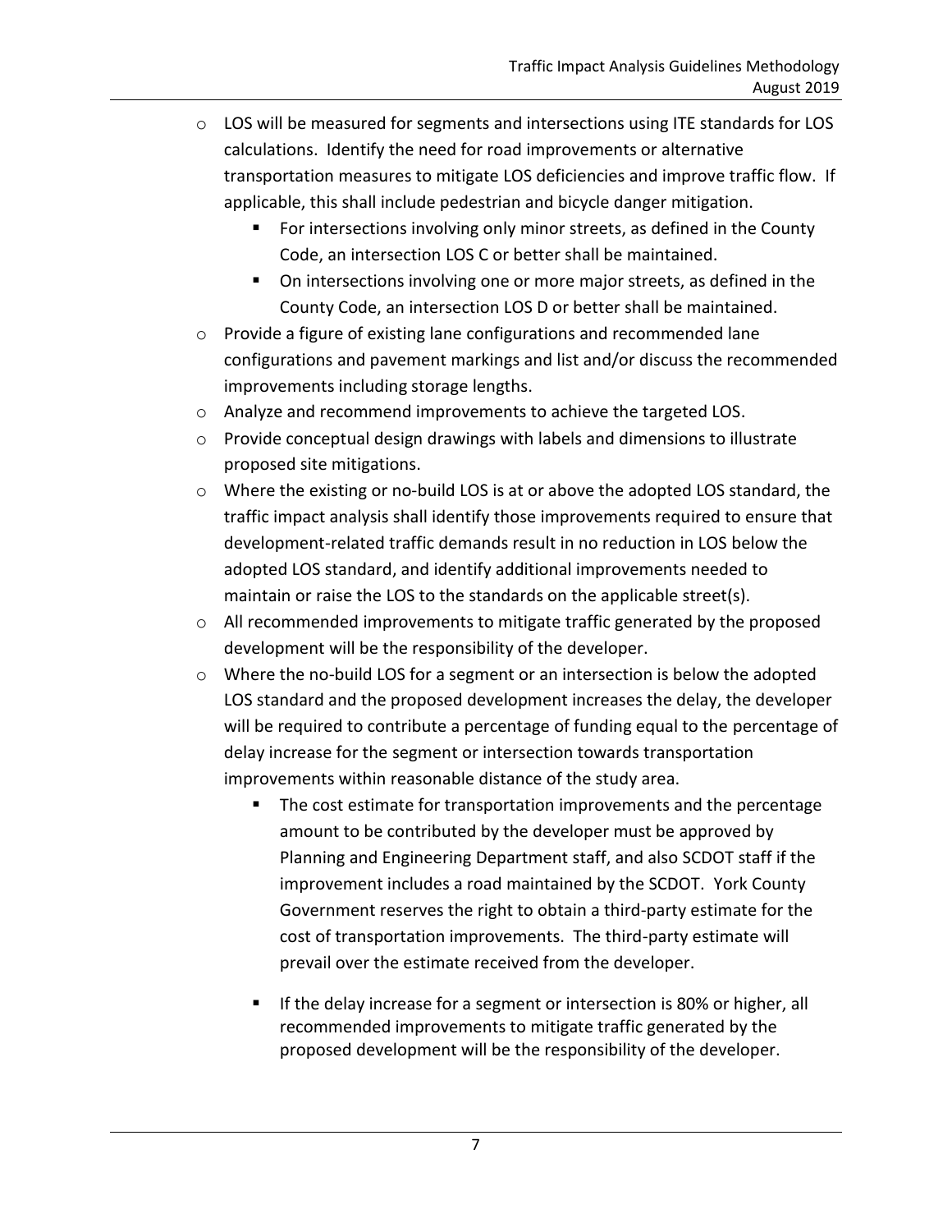- LOS will be measured for segments and intersections using ITE standards for LOS calculations. Identify the need for road improvements or alternative transportation measures to mitigate LOS deficiencies and improve traffic flow. If applicable, this shall include pedestrian and bicycle danger mitigation.
  - For intersections involving only minor streets, as defined in the County Code, an intersection LOS C or better shall be maintained.
  - On intersections involving one or more major streets, as defined in the County Code, an intersection LOS D or better shall be maintained.
- Provide a figure of existing lane configurations and recommended lane configurations and pavement markings and list and/or discuss the recommended improvements including storage lengths.
- Analyze and recommend improvements to achieve the targeted LOS.
- Provide conceptual design drawings with labels and dimensions to illustrate proposed site mitigations.
- Where the existing or no-build LOS is at or above the adopted LOS standard, the traffic impact analysis shall identify those improvements required to ensure that development-related traffic demands result in no reduction in LOS below the adopted LOS standard, and identify additional improvements needed to maintain or raise the LOS to the standards on the applicable street(s).
- All recommended improvements to mitigate traffic generated by the proposed development will be the responsibility of the developer.
- Where the no-build LOS for a segment or an intersection is below the adopted LOS standard and the proposed development increases the delay, the developer will be required to contribute a percentage of funding equal to the percentage of delay increase for the segment or intersection towards transportation improvements within reasonable distance of the study area.
  - The cost estimate for transportation improvements and the percentage amount to be contributed by the developer must be approved by Planning and Engineering Department staff, and also SCDOT staff if the improvement includes a road maintained by the SCDOT. York County Government reserves the right to obtain a third-party estimate for the cost of transportation improvements. The third-party estimate will prevail over the estimate received from the developer.
  - If the delay increase for a segment or intersection is 80% or higher, all recommended improvements to mitigate traffic generated by the proposed development will be the responsibility of the developer.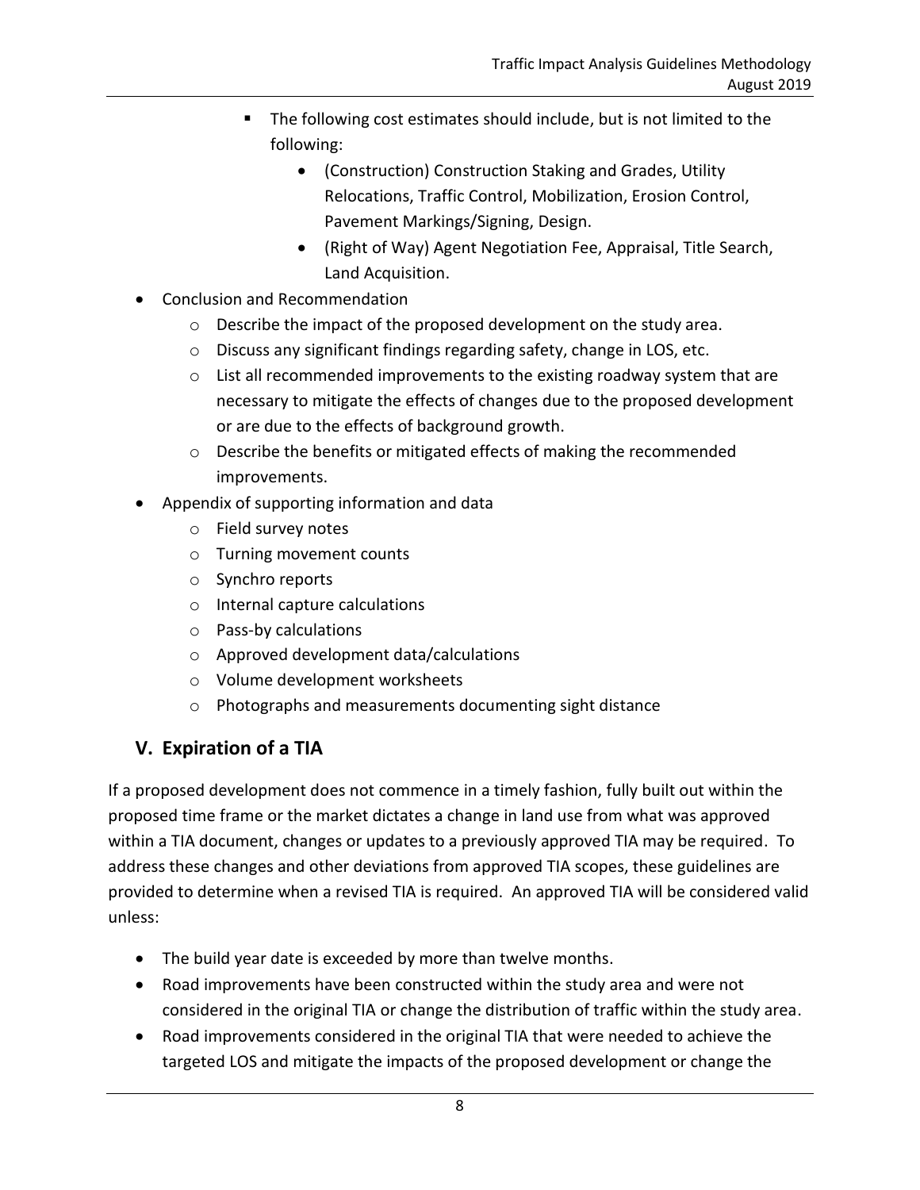- The following cost estimates should include, but is not limited to the following:
    - (Construction) Construction Staking and Grades, Utility Relocations, Traffic Control, Mobilization, Erosion Control, Pavement Markings/Signing, Design.
    - (Right of Way) Agent Negotiation Fee, Appraisal, Title Search, Land Acquisition.

- Conclusion and Recommendation
    - Describe the impact of the proposed development on the study area.
    - Discuss any significant findings regarding safety, change in LOS, etc.
    - List all recommended improvements to the existing roadway system that are necessary to mitigate the effects of changes due to the proposed development or are due to the effects of background growth.
    - Describe the benefits or mitigated effects of making the recommended improvements.
- Appendix of supporting information and data
    - Field survey notes
    - Turning movement counts
    - Synchro reports
    - Internal capture calculations
    - Pass-by calculations
    - Approved development data/calculations
    - Volume development worksheets
    - Photographs and measurements documenting sight distance

## V. Expiration of a TIA

If a proposed development does not commence in a timely fashion, fully built out within the proposed time frame or the market dictates a change in land use from what was approved within a TIA document, changes or updates to a previously approved TIA may be required. To address these changes and other deviations from approved TIA scopes, these guidelines are provided to determine when a revised TIA is required. An approved TIA will be considered valid unless:

- The build year date is exceeded by more than twelve months.
- Road improvements have been constructed within the study area and were not considered in the original TIA or change the distribution of traffic within the study area.
- Road improvements considered in the original TIA that were needed to achieve the targeted LOS and mitigate the impacts of the proposed development or change the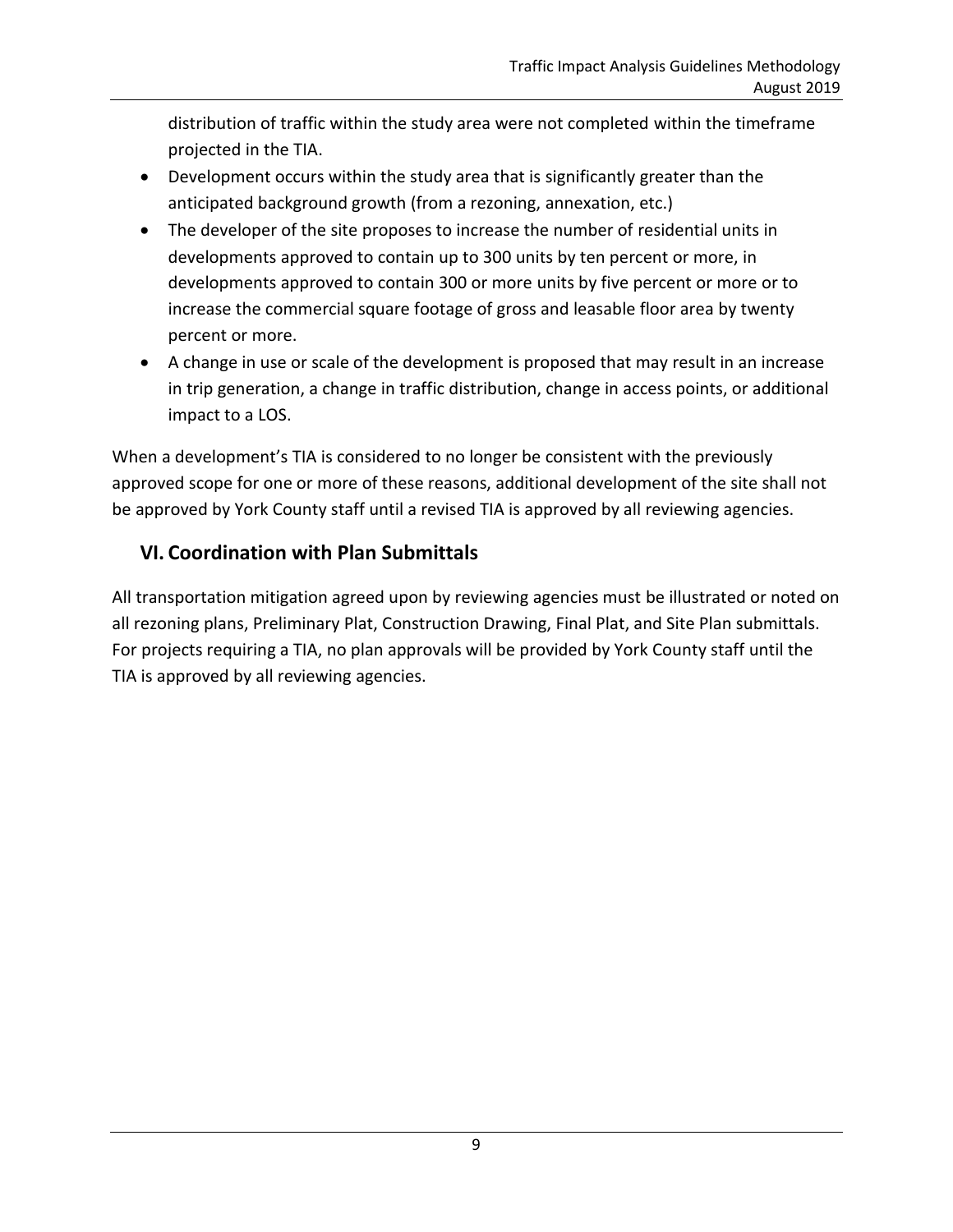distribution of traffic within the study area were not completed within the timeframe projected in the TIA.

- Development occurs within the study area that is significantly greater than the anticipated background growth (from a rezoning, annexation, etc.)
- The developer of the site proposes to increase the number of residential units in developments approved to contain up to 300 units by ten percent or more, in developments approved to contain 300 or more units by five percent or more or to increase the commercial square footage of gross and leasable floor area by twenty percent or more.
- A change in use or scale of the development is proposed that may result in an increase in trip generation, a change in traffic distribution, change in access points, or additional impact to a LOS.

When a development's TIA is considered to no longer be consistent with the previously approved scope for one or more of these reasons, additional development of the site shall not be approved by York County staff until a revised TIA is approved by all reviewing agencies.

## VI. Coordination with Plan Submittals

All transportation mitigation agreed upon by reviewing agencies must be illustrated or noted on all rezoning plans, Preliminary Plat, Construction Drawing, Final Plat, and Site Plan submittals. For projects requiring a TIA, no plan approvals will be provided by York County staff until the TIA is approved by all reviewing agencies.